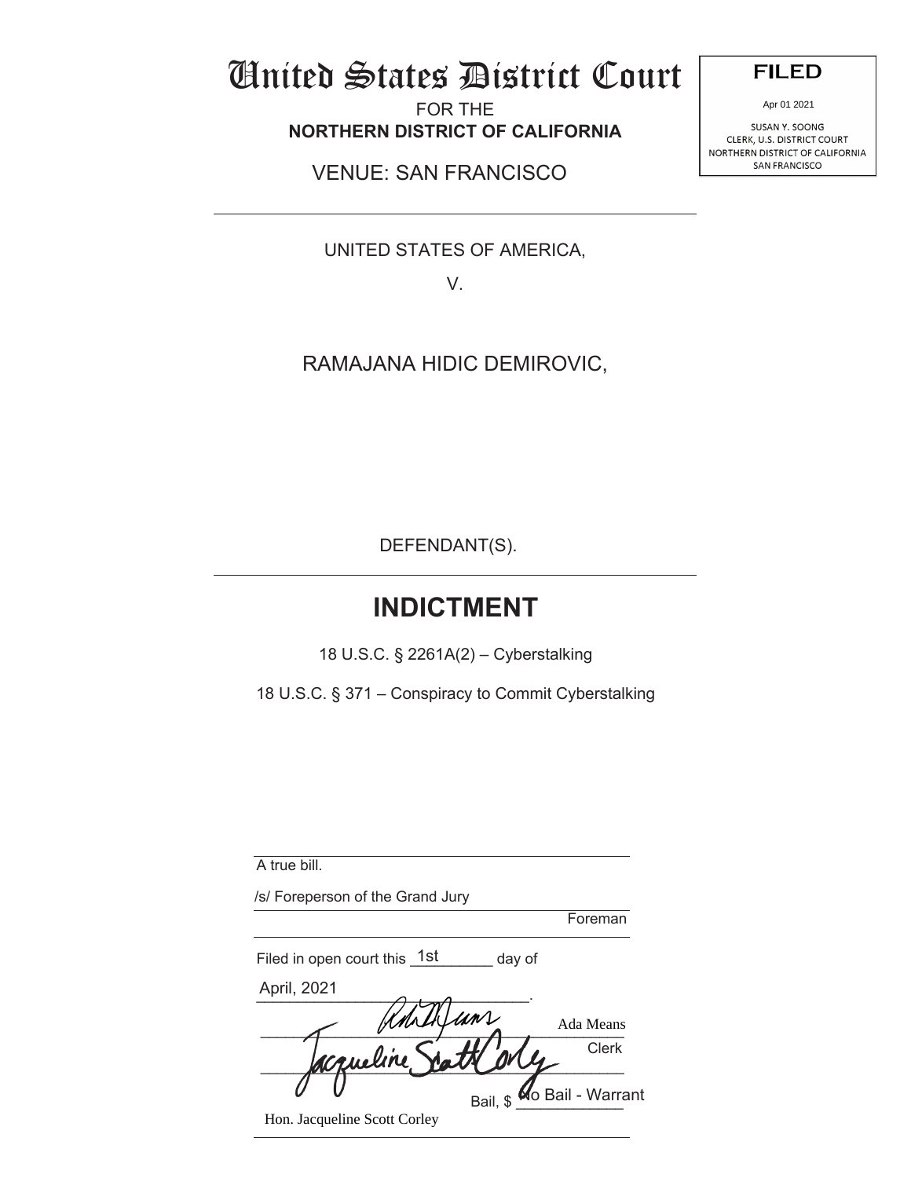# United States District Court

FOR THE
**NORTHERN DISTRICT OF CALIFORNIA**

VENUE: SAN FRANCISCO

**FILED**

Apr 01 2021

SUSAN Y. SOONG
CLERK, U.S. DISTRICT COURT
NORTHERN DISTRICT OF CALIFORNIA
SAN FRANCISCO

---

UNITED STATES OF AMERICA,

V.

RAMAJANA HIDIC DEMIROVIC,

DEFENDANT(S).

---

## INDICTMENT

18 U.S.C. § 2261A(2) – Cyberstalking

18 U.S.C. § 371 – Conspiracy to Commit Cyberstalking

---

A true bill.

/s/ Foreperson of the Grand Jury

Foreman

Filed in open court this 1st day of

April, 2021.

Ada Means
Clerk

Bail, $ No Bail - Warrant

Hon. Jacqueline Scott Corley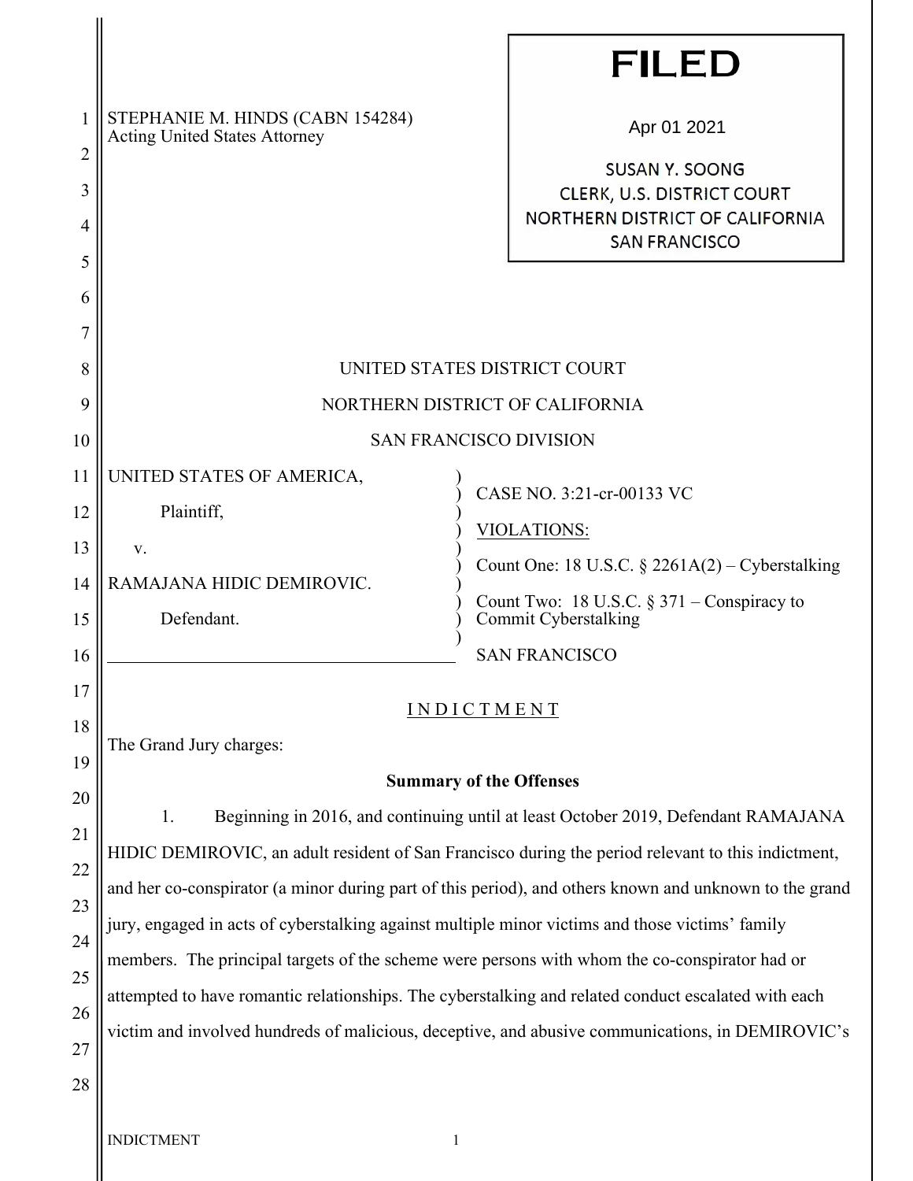STEPHANIE M. HINDS (CABN 154284)
Acting United States Attorney

**FILED**

Apr 01 2021

SUSAN Y. SOONG
CLERK, U.S. DISTRICT COURT
NORTHERN DISTRICT OF CALIFORNIA
SAN FRANCISCO

UNITED STATES DISTRICT COURT

NORTHERN DISTRICT OF CALIFORNIA

SAN FRANCISCO DIVISION

UNITED STATES OF AMERICA,

Plaintiff,

v.

RAMAJANA HIDIC DEMIROVIC.

Defendant.

CASE NO. 3:21-cr-00133 VC

VIOLATIONS:

Count One: 18 U.S.C. § 2261A(2) – Cyberstalking

Count Two: 18 U.S.C. § 371 – Conspiracy to Commit Cyberstalking

SAN FRANCISCO

## INDICTMENT

The Grand Jury charges:

### Summary of the Offenses

1. Beginning in 2016, and continuing until at least October 2019, Defendant RAMAJANA HIDIC DEMIROVIC, an adult resident of San Francisco during the period relevant to this indictment, and her co-conspirator (a minor during part of this period), and others known and unknown to the grand jury, engaged in acts of cyberstalking against multiple minor victims and those victims' family members. The principal targets of the scheme were persons with whom the co-conspirator had or attempted to have romantic relationships. The cyberstalking and related conduct escalated with each victim and involved hundreds of malicious, deceptive, and abusive communications, in DEMIROVIC's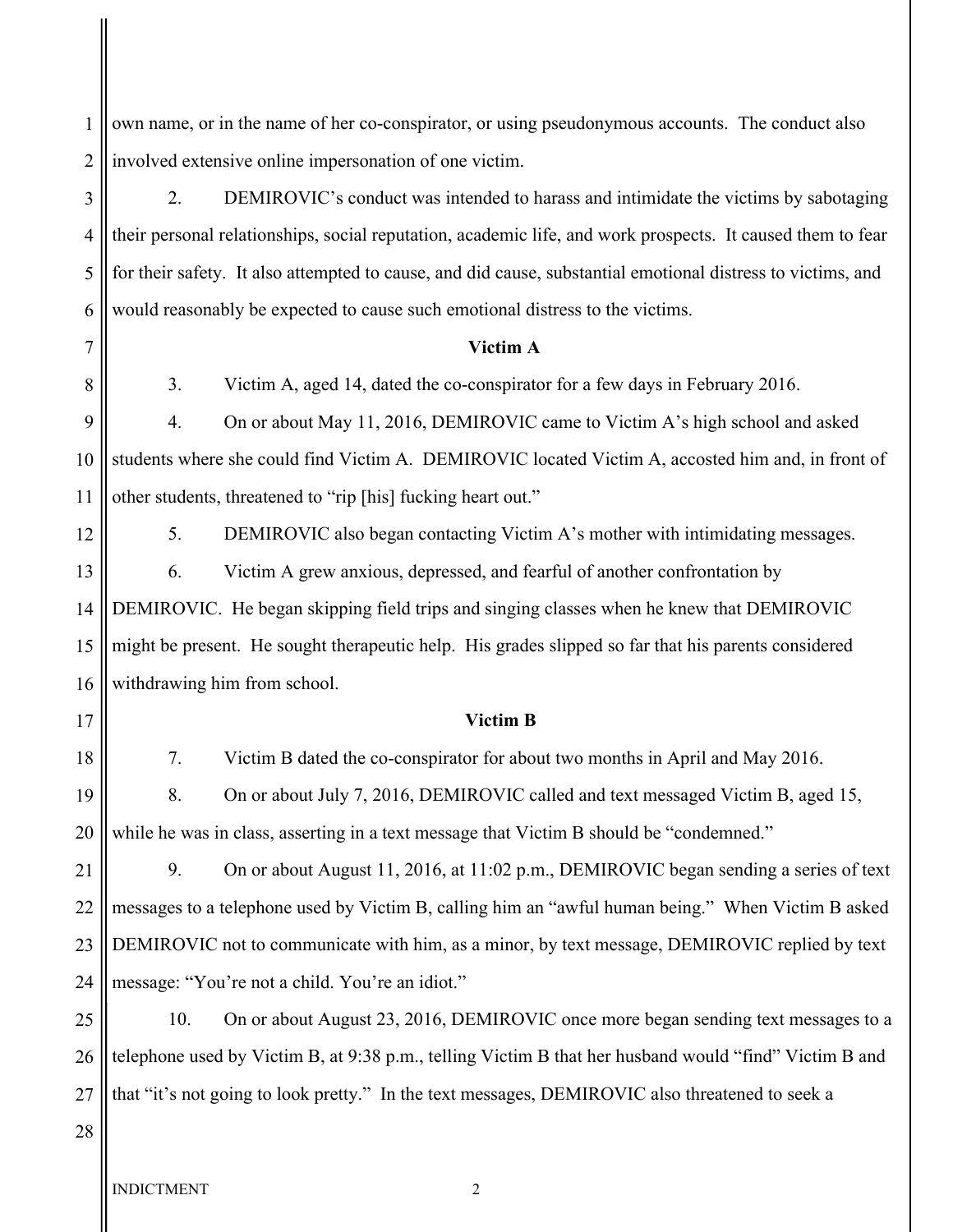own name, or in the name of her co-conspirator, or using pseudonymous accounts. The conduct also involved extensive online impersonation of one victim.

2. DEMIROVIC's conduct was intended to harass and intimidate the victims by sabotaging their personal relationships, social reputation, academic life, and work prospects. It caused them to fear for their safety. It also attempted to cause, and did cause, substantial emotional distress to victims, and would reasonably be expected to cause such emotional distress to the victims.

**Victim A**

3. Victim A, aged 14, dated the co-conspirator for a few days in February 2016.

4. On or about May 11, 2016, DEMIROVIC came to Victim A's high school and asked students where she could find Victim A. DEMIROVIC located Victim A, accosted him and, in front of other students, threatened to "rip [his] fucking heart out."

5. DEMIROVIC also began contacting Victim A's mother with intimidating messages.

6. Victim A grew anxious, depressed, and fearful of another confrontation by DEMIROVIC. He began skipping field trips and singing classes when he knew that DEMIROVIC might be present. He sought therapeutic help. His grades slipped so far that his parents considered withdrawing him from school.

**Victim B**

7. Victim B dated the co-conspirator for about two months in April and May 2016.

8. On or about July 7, 2016, DEMIROVIC called and text messaged Victim B, aged 15, while he was in class, asserting in a text message that Victim B should be "condemned."

9. On or about August 11, 2016, at 11:02 p.m., DEMIROVIC began sending a series of text messages to a telephone used by Victim B, calling him an "awful human being." When Victim B asked DEMIROVIC not to communicate with him, as a minor, by text message, DEMIROVIC replied by text message: "You're not a child. You're an idiot."

10. On or about August 23, 2016, DEMIROVIC once more began sending text messages to a telephone used by Victim B, at 9:38 p.m., telling Victim B that her husband would "find" Victim B and that "it's not going to look pretty." In the text messages, DEMIROVIC also threatened to seek a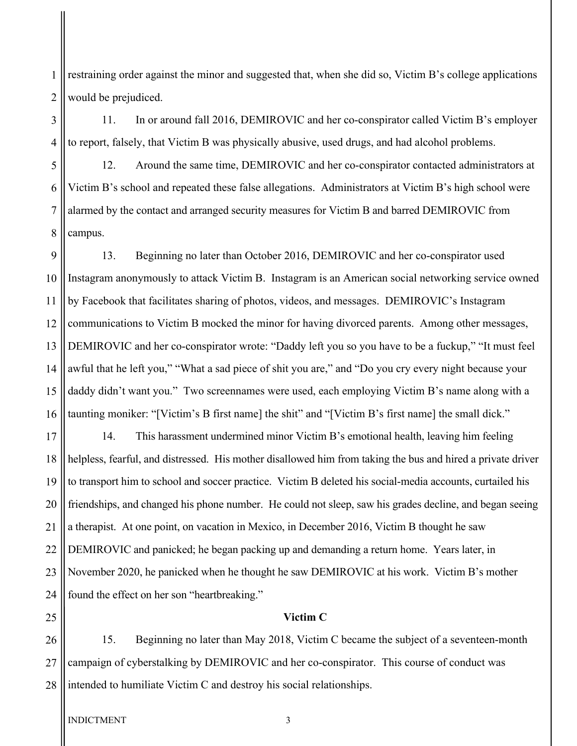restraining order against the minor and suggested that, when she did so, Victim B's college applications would be prejudiced.

11. In or around fall 2016, DEMIROVIC and her co-conspirator called Victim B's employer to report, falsely, that Victim B was physically abusive, used drugs, and had alcohol problems.

12. Around the same time, DEMIROVIC and her co-conspirator contacted administrators at Victim B's school and repeated these false allegations. Administrators at Victim B's high school were alarmed by the contact and arranged security measures for Victim B and barred DEMIROVIC from campus.

13. Beginning no later than October 2016, DEMIROVIC and her co-conspirator used Instagram anonymously to attack Victim B. Instagram is an American social networking service owned by Facebook that facilitates sharing of photos, videos, and messages. DEMIROVIC's Instagram communications to Victim B mocked the minor for having divorced parents. Among other messages, DEMIROVIC and her co-conspirator wrote: "Daddy left you so you have to be a fuckup," "It must feel awful that he left you," "What a sad piece of shit you are," and "Do you cry every night because your daddy didn't want you." Two screennames were used, each employing Victim B's name along with a taunting moniker: "[Victim's B first name] the shit" and "[Victim B's first name] the small dick."

14. This harassment undermined minor Victim B's emotional health, leaving him feeling helpless, fearful, and distressed. His mother disallowed him from taking the bus and hired a private driver to transport him to school and soccer practice. Victim B deleted his social-media accounts, curtailed his friendships, and changed his phone number. He could not sleep, saw his grades decline, and began seeing a therapist. At one point, on vacation in Mexico, in December 2016, Victim B thought he saw DEMIROVIC and panicked; he began packing up and demanding a return home. Years later, in November 2020, he panicked when he thought he saw DEMIROVIC at his work. Victim B's mother found the effect on her son "heartbreaking."

**Victim C**

15. Beginning no later than May 2018, Victim C became the subject of a seventeen-month campaign of cyberstalking by DEMIROVIC and her co-conspirator. This course of conduct was intended to humiliate Victim C and destroy his social relationships.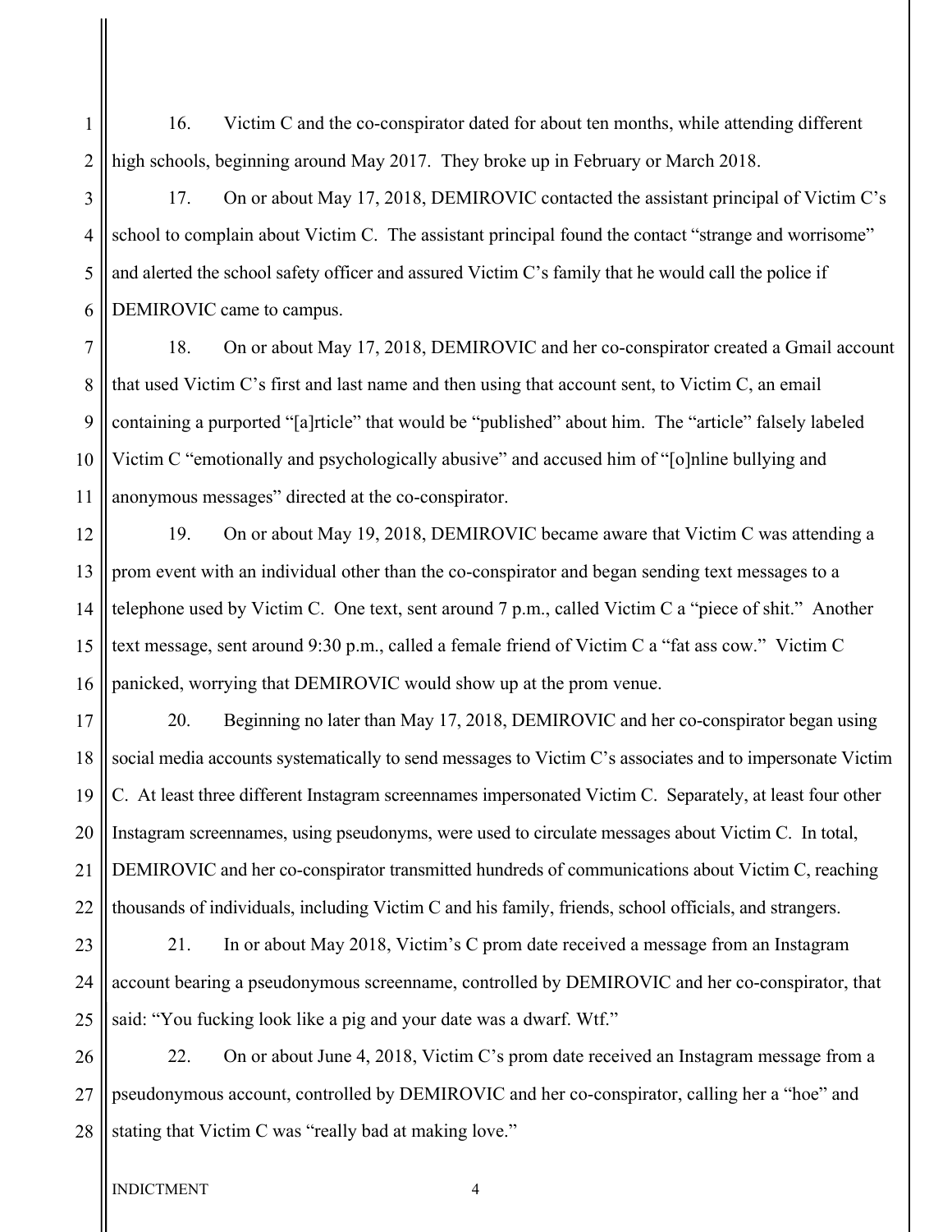16. Victim C and the co-conspirator dated for about ten months, while attending different high schools, beginning around May 2017. They broke up in February or March 2018.

17. On or about May 17, 2018, DEMIROVIC contacted the assistant principal of Victim C's school to complain about Victim C. The assistant principal found the contact "strange and worrisome" and alerted the school safety officer and assured Victim C's family that he would call the police if DEMIROVIC came to campus.

18. On or about May 17, 2018, DEMIROVIC and her co-conspirator created a Gmail account that used Victim C's first and last name and then using that account sent, to Victim C, an email containing a purported "[a]rticle" that would be "published" about him. The "article" falsely labeled Victim C "emotionally and psychologically abusive" and accused him of "[o]nline bullying and anonymous messages" directed at the co-conspirator.

19. On or about May 19, 2018, DEMIROVIC became aware that Victim C was attending a prom event with an individual other than the co-conspirator and began sending text messages to a telephone used by Victim C. One text, sent around 7 p.m., called Victim C a "piece of shit." Another text message, sent around 9:30 p.m., called a female friend of Victim C a "fat ass cow." Victim C panicked, worrying that DEMIROVIC would show up at the prom venue.

20. Beginning no later than May 17, 2018, DEMIROVIC and her co-conspirator began using social media accounts systematically to send messages to Victim C's associates and to impersonate Victim C. At least three different Instagram screennames impersonated Victim C. Separately, at least four other Instagram screennames, using pseudonyms, were used to circulate messages about Victim C. In total, DEMIROVIC and her co-conspirator transmitted hundreds of communications about Victim C, reaching thousands of individuals, including Victim C and his family, friends, school officials, and strangers.

21. In or about May 2018, Victim's C prom date received a message from an Instagram account bearing a pseudonymous screenname, controlled by DEMIROVIC and her co-conspirator, that said: "You fucking look like a pig and your date was a dwarf. Wtf."

22. On or about June 4, 2018, Victim C's prom date received an Instagram message from a pseudonymous account, controlled by DEMIROVIC and her co-conspirator, calling her a "hoe" and stating that Victim C was "really bad at making love."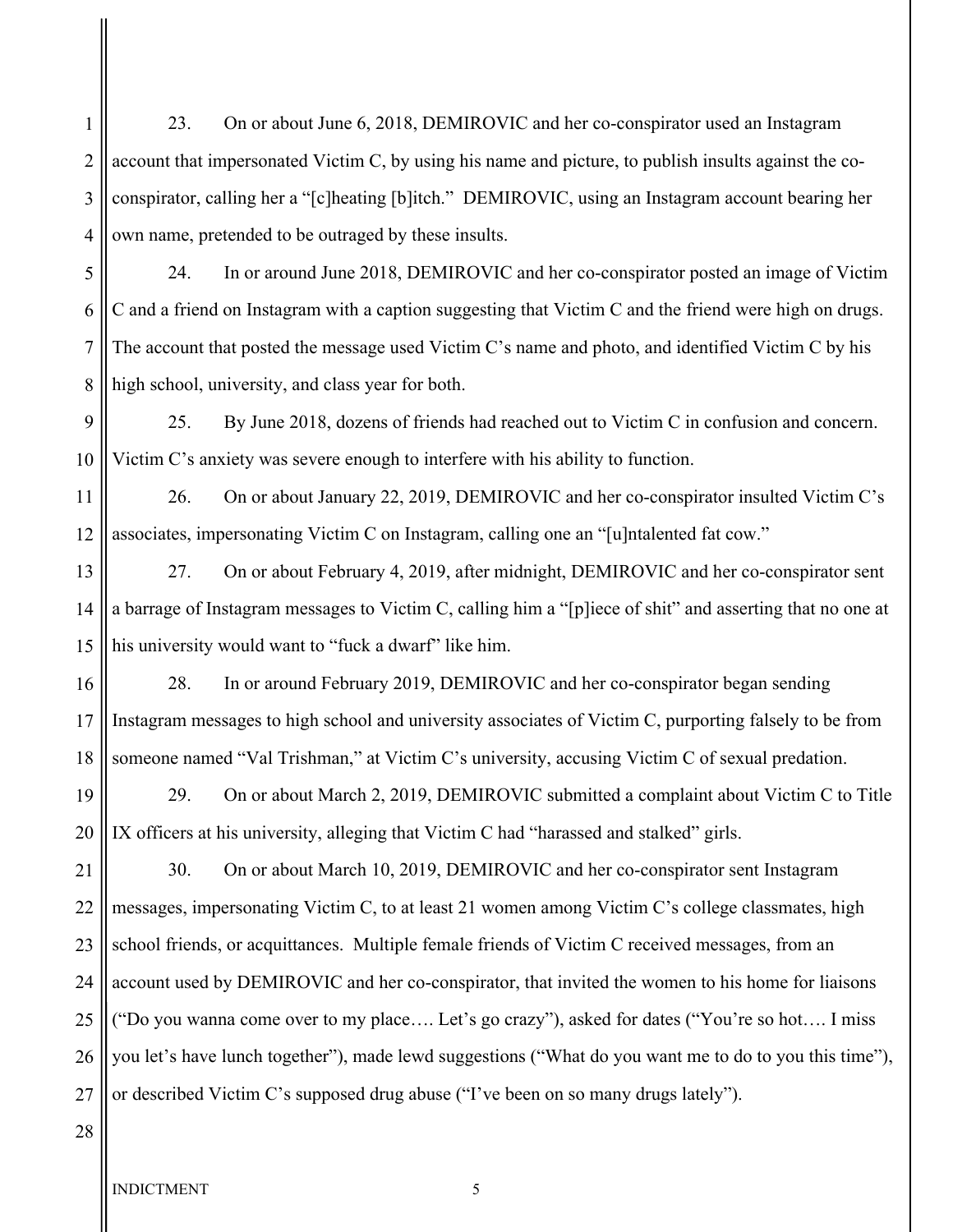23. On or about June 6, 2018, DEMIROVIC and her co-conspirator used an Instagram account that impersonated Victim C, by using his name and picture, to publish insults against the co-conspirator, calling her a "[c]heating [b]itch." DEMIROVIC, using an Instagram account bearing her own name, pretended to be outraged by these insults.

24. In or around June 2018, DEMIROVIC and her co-conspirator posted an image of Victim C and a friend on Instagram with a caption suggesting that Victim C and the friend were high on drugs. The account that posted the message used Victim C's name and photo, and identified Victim C by his high school, university, and class year for both.

25. By June 2018, dozens of friends had reached out to Victim C in confusion and concern. Victim C's anxiety was severe enough to interfere with his ability to function.

26. On or about January 22, 2019, DEMIROVIC and her co-conspirator insulted Victim C's associates, impersonating Victim C on Instagram, calling one an "[u]ntalented fat cow."

27. On or about February 4, 2019, after midnight, DEMIROVIC and her co-conspirator sent a barrage of Instagram messages to Victim C, calling him a "[p]iece of shit" and asserting that no one at his university would want to "fuck a dwarf" like him.

28. In or around February 2019, DEMIROVIC and her co-conspirator began sending Instagram messages to high school and university associates of Victim C, purporting falsely to be from someone named "Val Trishman," at Victim C's university, accusing Victim C of sexual predation.

29. On or about March 2, 2019, DEMIROVIC submitted a complaint about Victim C to Title IX officers at his university, alleging that Victim C had "harassed and stalked" girls.

30. On or about March 10, 2019, DEMIROVIC and her co-conspirator sent Instagram messages, impersonating Victim C, to at least 21 women among Victim C's college classmates, high school friends, or acquittances. Multiple female friends of Victim C received messages, from an account used by DEMIROVIC and her co-conspirator, that invited the women to his home for liaisons ("Do you wanna come over to my place…. Let's go crazy"), asked for dates ("You're so hot…. I miss you let's have lunch together"), made lewd suggestions ("What do you want me to do to you this time"), or described Victim C's supposed drug abuse ("I've been on so many drugs lately").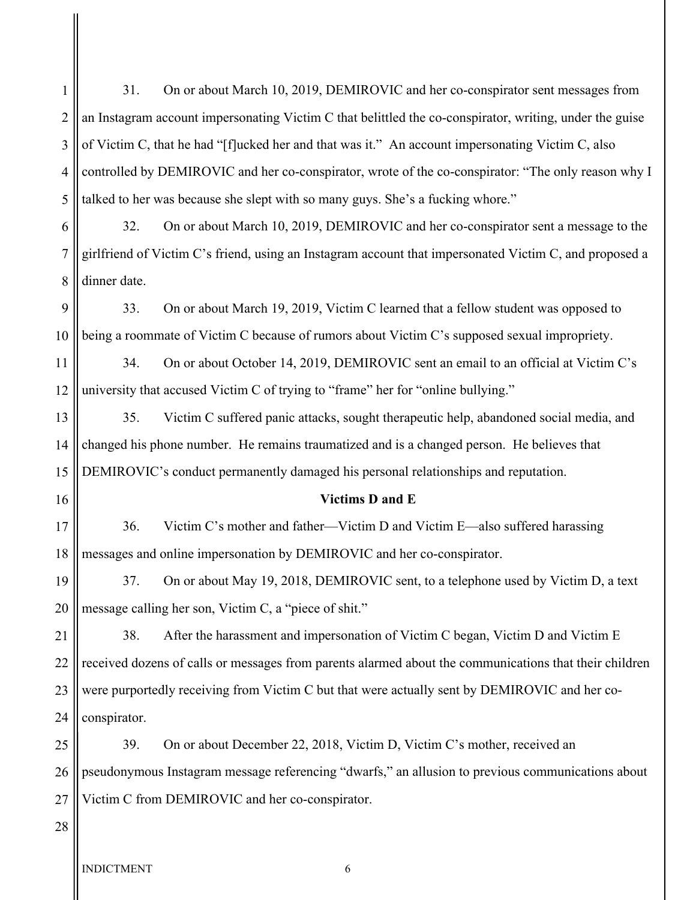31. On or about March 10, 2019, DEMIROVIC and her co-conspirator sent messages from an Instagram account impersonating Victim C that belittled the co-conspirator, writing, under the guise of Victim C, that he had "[f]ucked her and that was it." An account impersonating Victim C, also controlled by DEMIROVIC and her co-conspirator, wrote of the co-conspirator: "The only reason why I talked to her was because she slept with so many guys. She's a fucking whore."

32. On or about March 10, 2019, DEMIROVIC and her co-conspirator sent a message to the girlfriend of Victim C's friend, using an Instagram account that impersonated Victim C, and proposed a dinner date.

33. On or about March 19, 2019, Victim C learned that a fellow student was opposed to being a roommate of Victim C because of rumors about Victim C's supposed sexual impropriety.

34. On or about October 14, 2019, DEMIROVIC sent an email to an official at Victim C's university that accused Victim C of trying to "frame" her for "online bullying."

35. Victim C suffered panic attacks, sought therapeutic help, abandoned social media, and changed his phone number. He remains traumatized and is a changed person. He believes that DEMIROVIC's conduct permanently damaged his personal relationships and reputation.

**Victims D and E**

36. Victim C's mother and father—Victim D and Victim E—also suffered harassing messages and online impersonation by DEMIROVIC and her co-conspirator.

37. On or about May 19, 2018, DEMIROVIC sent, to a telephone used by Victim D, a text message calling her son, Victim C, a "piece of shit."

38. After the harassment and impersonation of Victim C began, Victim D and Victim E received dozens of calls or messages from parents alarmed about the communications that their children were purportedly receiving from Victim C but that were actually sent by DEMIROVIC and her co-conspirator.

39. On or about December 22, 2018, Victim D, Victim C's mother, received an pseudonymous Instagram message referencing "dwarfs," an allusion to previous communications about Victim C from DEMIROVIC and her co-conspirator.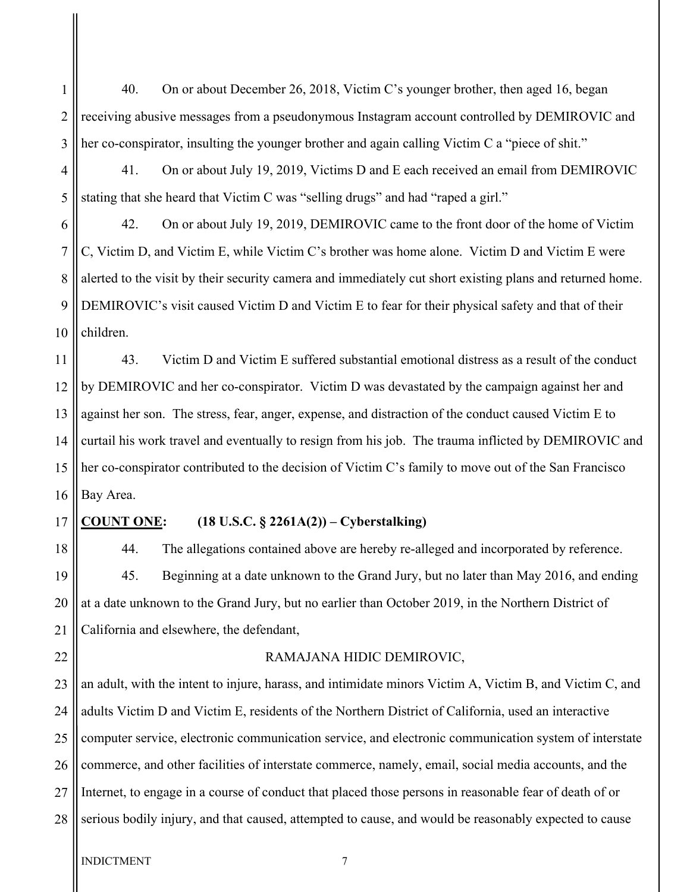40. On or about December 26, 2018, Victim C's younger brother, then aged 16, began receiving abusive messages from a pseudonymous Instagram account controlled by DEMIROVIC and her co-conspirator, insulting the younger brother and again calling Victim C a "piece of shit."

41. On or about July 19, 2019, Victims D and E each received an email from DEMIROVIC stating that she heard that Victim C was "selling drugs" and had "raped a girl."

42. On or about July 19, 2019, DEMIROVIC came to the front door of the home of Victim C, Victim D, and Victim E, while Victim C's brother was home alone. Victim D and Victim E were alerted to the visit by their security camera and immediately cut short existing plans and returned home. DEMIROVIC's visit caused Victim D and Victim E to fear for their physical safety and that of their children.

43. Victim D and Victim E suffered substantial emotional distress as a result of the conduct by DEMIROVIC and her co-conspirator. Victim D was devastated by the campaign against her and against her son. The stress, fear, anger, expense, and distraction of the conduct caused Victim E to curtail his work travel and eventually to resign from his job. The trauma inflicted by DEMIROVIC and her co-conspirator contributed to the decision of Victim C's family to move out of the San Francisco Bay Area.

**<u>COUNT ONE</u>: (18 U.S.C. § 2261A(2)) – Cyberstalking)**

44. The allegations contained above are hereby re-alleged and incorporated by reference.

45. Beginning at a date unknown to the Grand Jury, but no later than May 2016, and ending at a date unknown to the Grand Jury, but no earlier than October 2019, in the Northern District of California and elsewhere, the defendant,

RAMAJANA HIDIC DEMIROVIC,

an adult, with the intent to injure, harass, and intimidate minors Victim A, Victim B, and Victim C, and adults Victim D and Victim E, residents of the Northern District of California, used an interactive computer service, electronic communication service, and electronic communication system of interstate commerce, and other facilities of interstate commerce, namely, email, social media accounts, and the Internet, to engage in a course of conduct that placed those persons in reasonable fear of death of or serious bodily injury, and that caused, attempted to cause, and would be reasonably expected to cause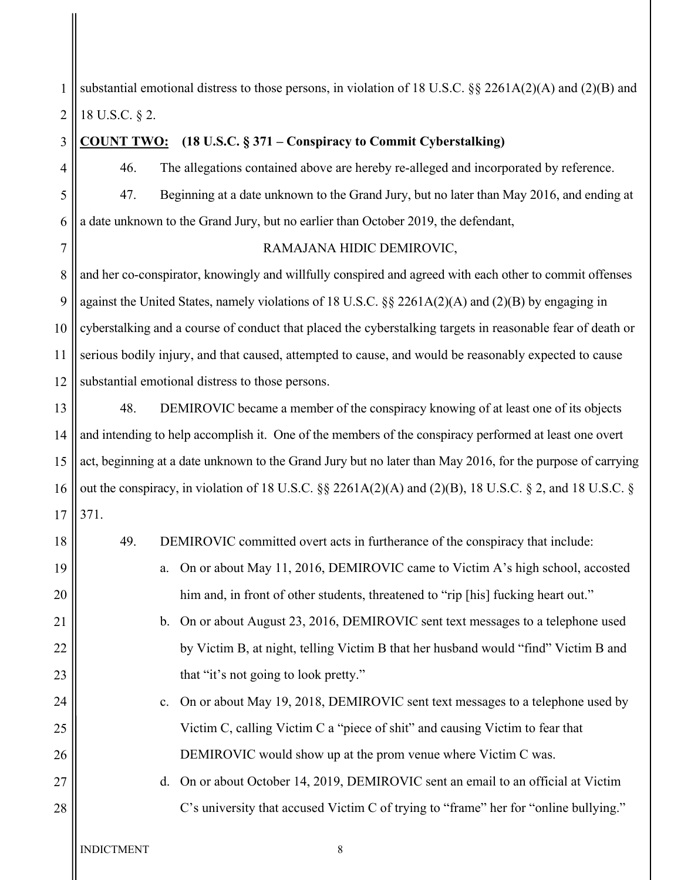substantial emotional distress to those persons, in violation of 18 U.S.C. §§ 2261A(2)(A) and (2)(B) and 18 U.S.C. § 2.

**COUNT TWO: (18 U.S.C. § 371 – Conspiracy to Commit Cyberstalking)**

46. The allegations contained above are hereby re-alleged and incorporated by reference.

47. Beginning at a date unknown to the Grand Jury, but no later than May 2016, and ending at a date unknown to the Grand Jury, but no earlier than October 2019, the defendant,

RAMAJANA HIDIC DEMIROVIC,

and her co-conspirator, knowingly and willfully conspired and agreed with each other to commit offenses against the United States, namely violations of 18 U.S.C. §§ 2261A(2)(A) and (2)(B) by engaging in cyberstalking and a course of conduct that placed the cyberstalking targets in reasonable fear of death or serious bodily injury, and that caused, attempted to cause, and would be reasonably expected to cause substantial emotional distress to those persons.

48. DEMIROVIC became a member of the conspiracy knowing of at least one of its objects and intending to help accomplish it. One of the members of the conspiracy performed at least one overt act, beginning at a date unknown to the Grand Jury but no later than May 2016, for the purpose of carrying out the conspiracy, in violation of 18 U.S.C. §§ 2261A(2)(A) and (2)(B), 18 U.S.C. § 2, and 18 U.S.C. § 371.

49. DEMIROVIC committed overt acts in furtherance of the conspiracy that include:

a. On or about May 11, 2016, DEMIROVIC came to Victim A's high school, accosted him and, in front of other students, threatened to "rip [his] fucking heart out."

b. On or about August 23, 2016, DEMIROVIC sent text messages to a telephone used by Victim B, at night, telling Victim B that her husband would "find" Victim B and that "it's not going to look pretty."

c. On or about May 19, 2018, DEMIROVIC sent text messages to a telephone used by Victim C, calling Victim C a "piece of shit" and causing Victim to fear that DEMIROVIC would show up at the prom venue where Victim C was.

d. On or about October 14, 2019, DEMIROVIC sent an email to an official at Victim C's university that accused Victim C of trying to "frame" her for "online bullying."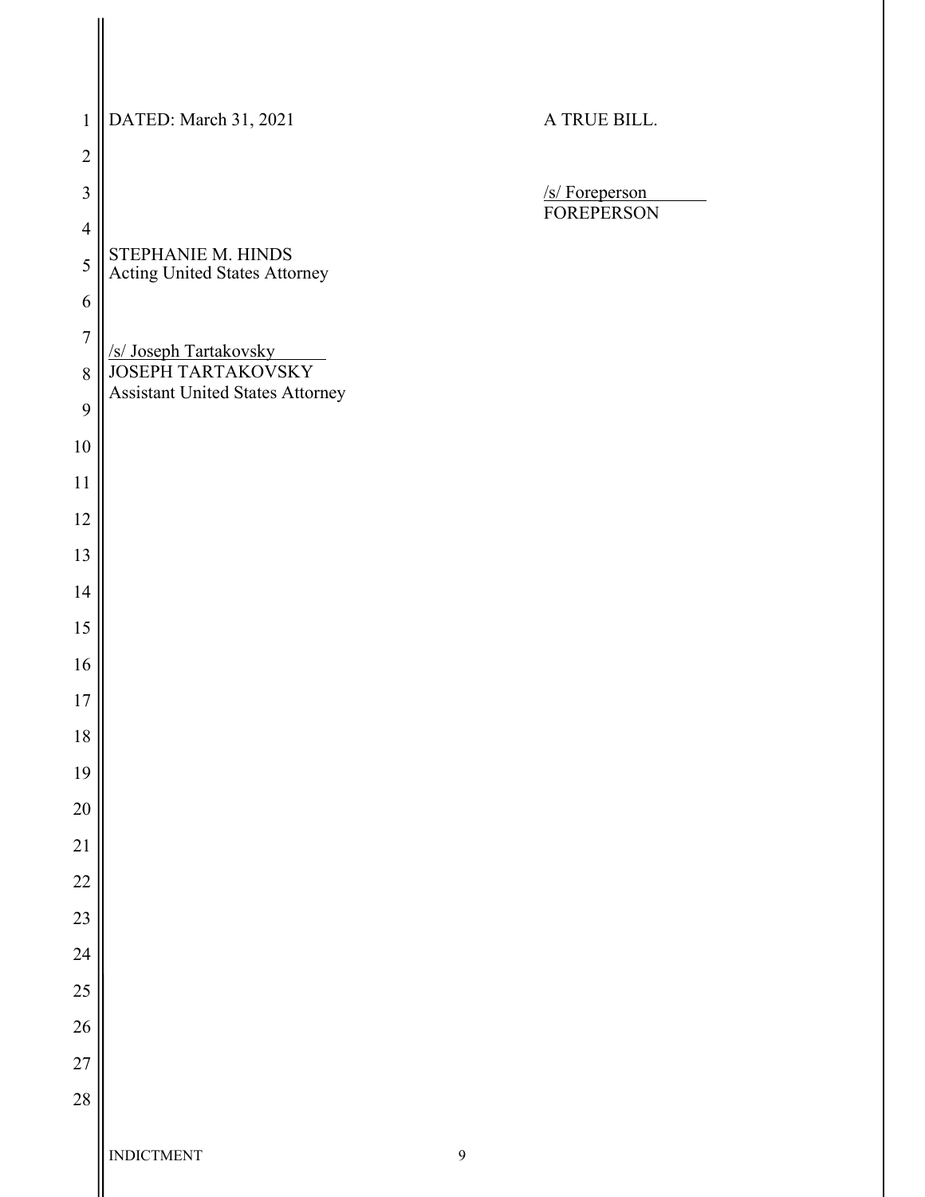DATED: March 31, 2021

A TRUE BILL.

/s/ Foreperson
FOREPERSON

STEPHANIE M. HINDS
Acting United States Attorney

/s/ Joseph Tartakovsky
JOSEPH TARTAKOVSKY
Assistant United States Attorney